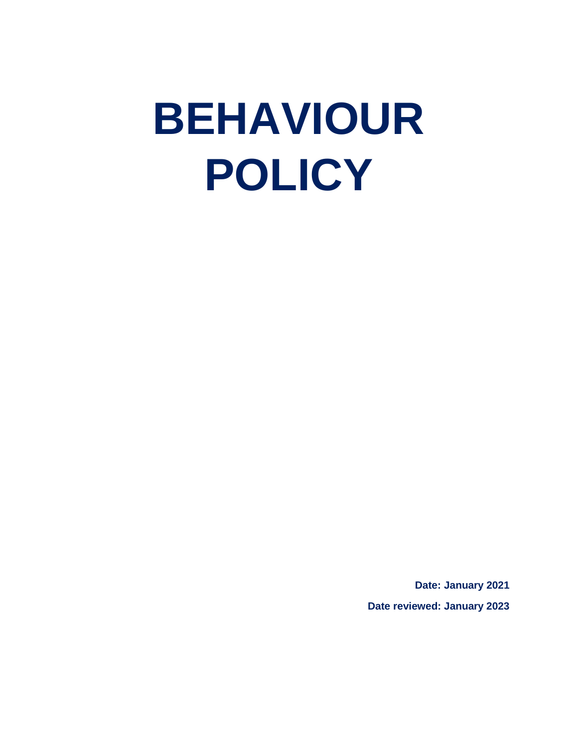# BEHAVIOUR POLICY

**Date: January 2021**

**Date reviewed: January 2023**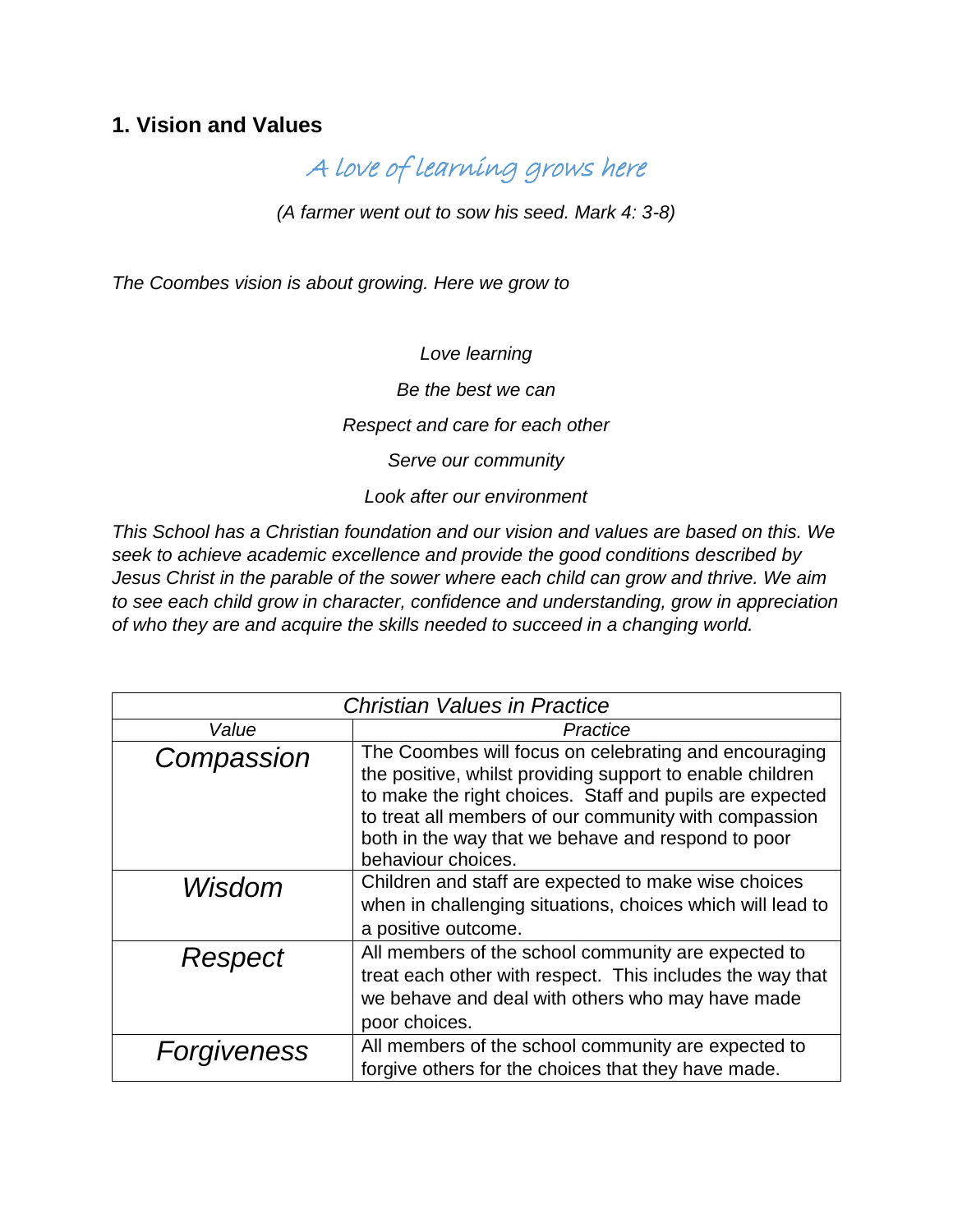## 1. Vision and Values

*A love of learning grows here*

*(A farmer went out to sow his seed. Mark 4: 3-8)*

*The Coombes vision is about growing. Here we grow to*

*Love learning*

*Be the best we can*

*Respect and care for each other*

*Serve our community*

*Look after our environment*

*This School has a Christian foundation and our vision and values are based on this. We seek to achieve academic excellence and provide the good conditions described by Jesus Christ in the parable of the sower where each child can grow and thrive. We aim to see each child grow in character, confidence and understanding, grow in appreciation of who they are and acquire the skills needed to succeed in a changing world.*

| *Christian Values in Practice* | |
|---|---|
| *Value* | *Practice* |
| *Compassion* | The Coombes will focus on celebrating and encouraging the positive, whilst providing support to enable children to make the right choices. Staff and pupils are expected to treat all members of our community with compassion both in the way that we behave and respond to poor behaviour choices. |
| *Wisdom* | Children and staff are expected to make wise choices when in challenging situations, choices which will lead to a positive outcome. |
| *Respect* | All members of the school community are expected to treat each other with respect. This includes the way that we behave and deal with others who may have made poor choices. |
| *Forgiveness* | All members of the school community are expected to forgive others for the choices that they have made. |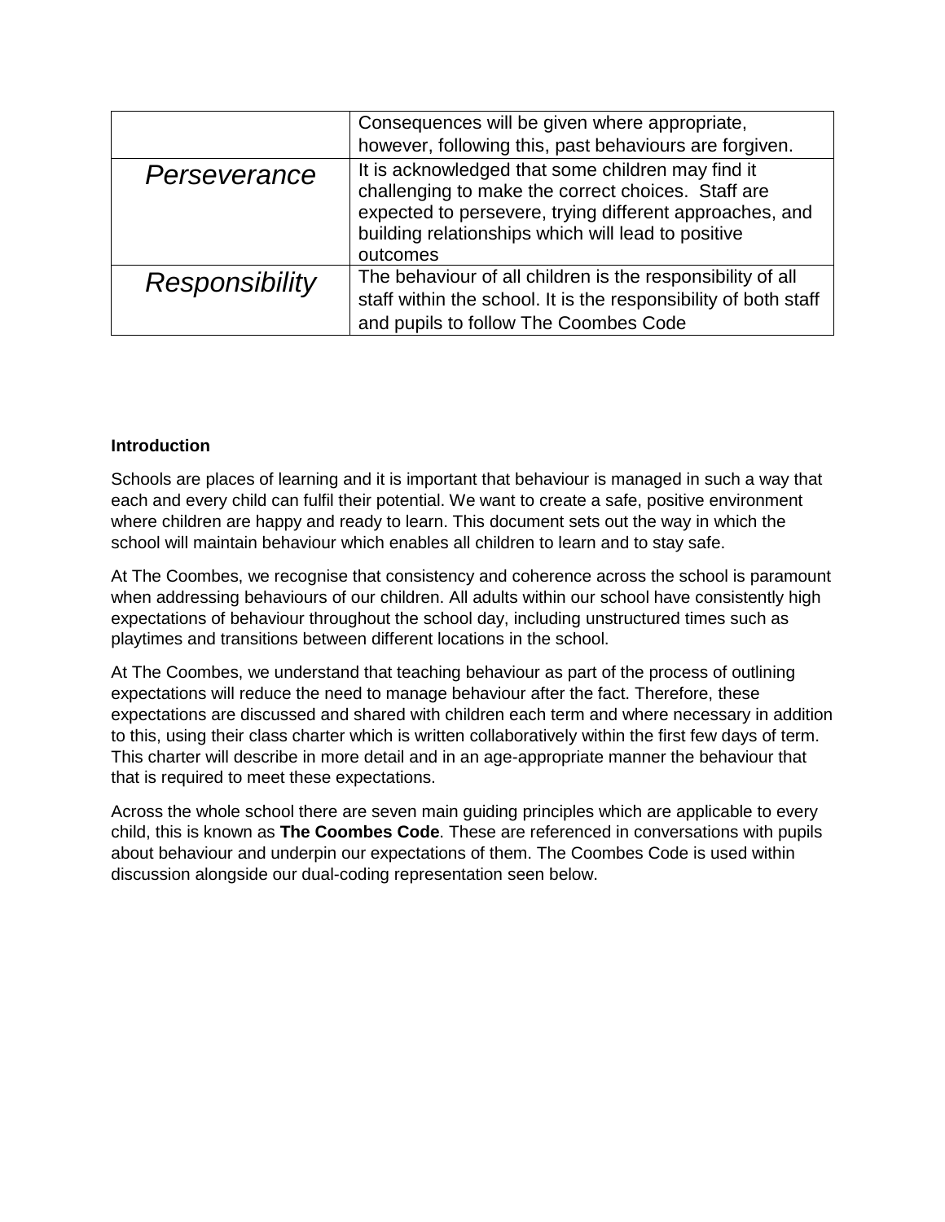| | |
|---|---|
| | Consequences will be given where appropriate, however, following this, past behaviours are forgiven. |
| *Perseverance* | It is acknowledged that some children may find it challenging to make the correct choices. Staff are expected to persevere, trying different approaches, and building relationships which will lead to positive outcomes |
| *Responsibility* | The behaviour of all children is the responsibility of all staff within the school. It is the responsibility of both staff and pupils to follow The Coombes Code |

**Introduction**

Schools are places of learning and it is important that behaviour is managed in such a way that each and every child can fulfil their potential. We want to create a safe, positive environment where children are happy and ready to learn. This document sets out the way in which the school will maintain behaviour which enables all children to learn and to stay safe.

At The Coombes, we recognise that consistency and coherence across the school is paramount when addressing behaviours of our children. All adults within our school have consistently high expectations of behaviour throughout the school day, including unstructured times such as playtimes and transitions between different locations in the school.

At The Coombes, we understand that teaching behaviour as part of the process of outlining expectations will reduce the need to manage behaviour after the fact. Therefore, these expectations are discussed and shared with children each term and where necessary in addition to this, using their class charter which is written collaboratively within the first few days of term. This charter will describe in more detail and in an age-appropriate manner the behaviour that that is required to meet these expectations.

Across the whole school there are seven main guiding principles which are applicable to every child, this is known as **The Coombes Code**. These are referenced in conversations with pupils about behaviour and underpin our expectations of them. The Coombes Code is used within discussion alongside our dual-coding representation seen below.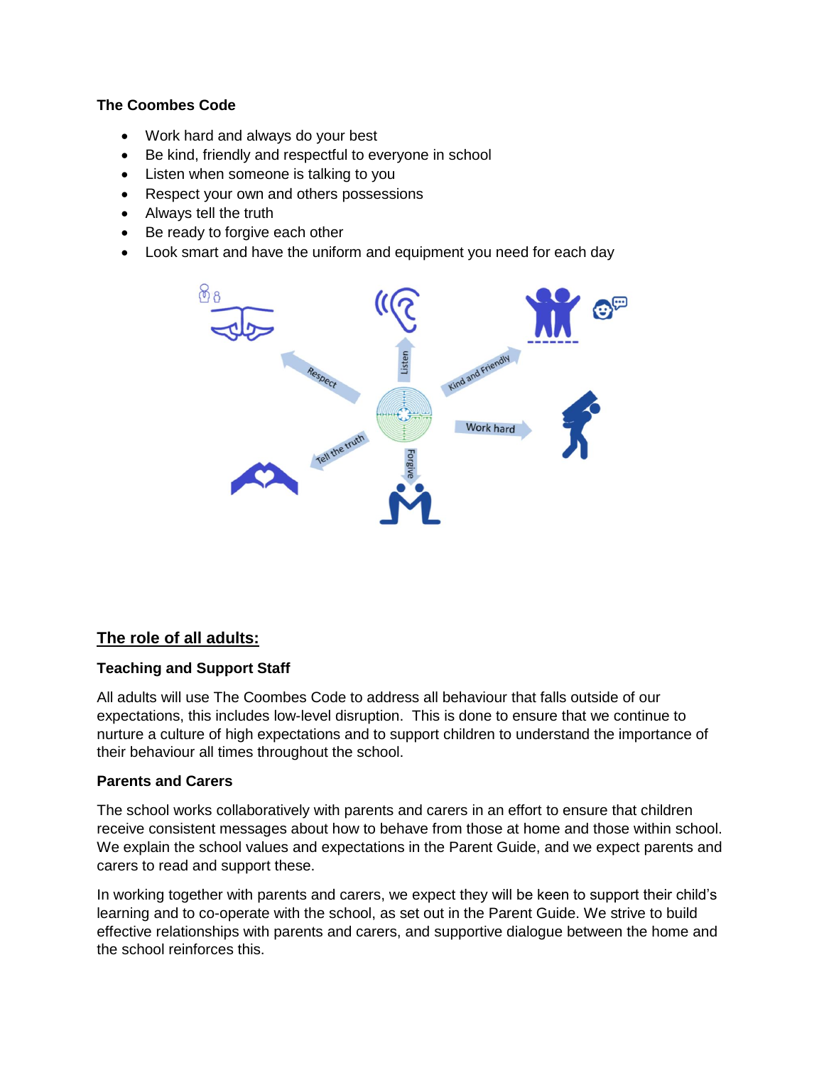**The Coombes Code**

- Work hard and always do your best
- Be kind, friendly and respectful to everyone in school
- Listen when someone is talking to you
- Respect your own and others possessions
- Always tell the truth
- Be ready to forgive each other
- Look smart and have the uniform and equipment you need for each day

## The role of all adults:

**Teaching and Support Staff**

All adults will use The Coombes Code to address all behaviour that falls outside of our expectations, this includes low-level disruption. This is done to ensure that we continue to nurture a culture of high expectations and to support children to understand the importance of their behaviour all times throughout the school.

**Parents and Carers**

The school works collaboratively with parents and carers in an effort to ensure that children receive consistent messages about how to behave from those at home and those within school. We explain the school values and expectations in the Parent Guide, and we expect parents and carers to read and support these.

In working together with parents and carers, we expect they will be keen to support their child's learning and to co-operate with the school, as set out in the Parent Guide. We strive to build effective relationships with parents and carers, and supportive dialogue between the home and the school reinforces this.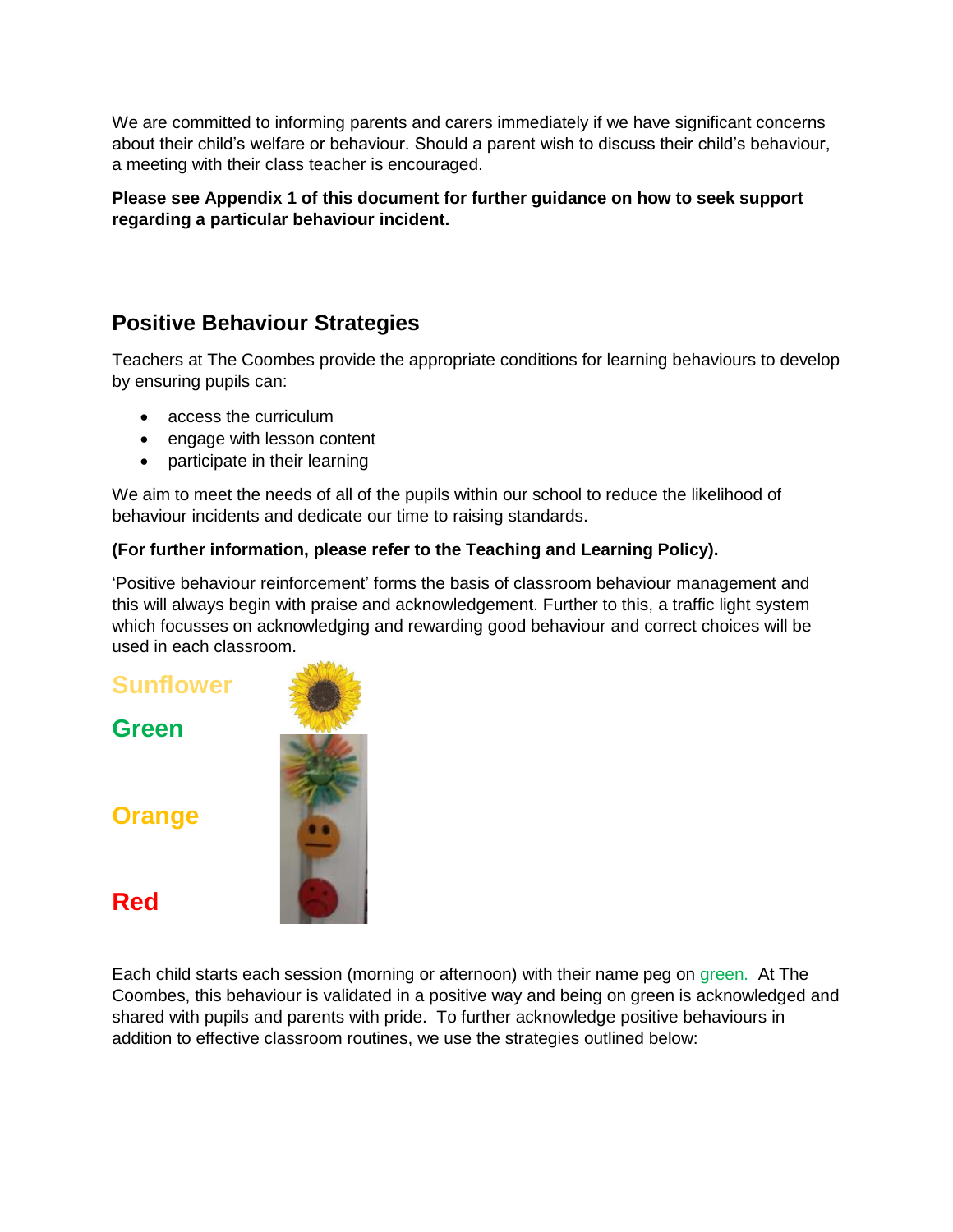We are committed to informing parents and carers immediately if we have significant concerns about their child's welfare or behaviour. Should a parent wish to discuss their child's behaviour, a meeting with their class teacher is encouraged.

**Please see Appendix 1 of this document for further guidance on how to seek support regarding a particular behaviour incident.**

## Positive Behaviour Strategies

Teachers at The Coombes provide the appropriate conditions for learning behaviours to develop by ensuring pupils can:

- access the curriculum
- engage with lesson content
- participate in their learning

We aim to meet the needs of all of the pupils within our school to reduce the likelihood of behaviour incidents and dedicate our time to raising standards.

**(For further information, please refer to the Teaching and Learning Policy).**

'Positive behaviour reinforcement' forms the basis of classroom behaviour management and this will always begin with praise and acknowledgement. Further to this, a traffic light system which focusses on acknowledging and rewarding good behaviour and correct choices will be used in each classroom.

**Sunflower**

**Green**

**Orange**

**Red**

Each child starts each session (morning or afternoon) with their name peg on green. At The Coombes, this behaviour is validated in a positive way and being on green is acknowledged and shared with pupils and parents with pride. To further acknowledge positive behaviours in addition to effective classroom routines, we use the strategies outlined below: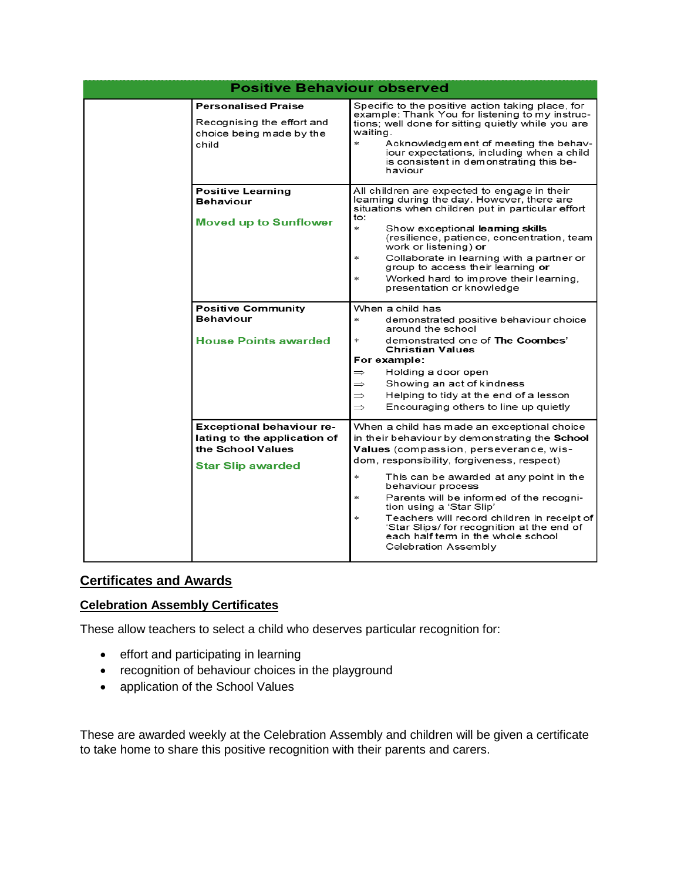| Positive Behaviour observed | | |
|---|---|---|
| | **Personalised Praise**<br><br>Recognising the effort and choice being made by the child | Specific to the positive action taking place, for example: Thank You for listening to my instructions; well done for sitting quietly while you are waiting.<br>* Acknowledgement of meeting the behaviour expectations, including when a child is consistent in demonstrating this behaviour |
| | **Positive Learning Behaviour**<br><br>**Moved up to Sunflower** | All children are expected to engage in their learning during the day. However, there are situations when children put in particular effort to:<br>* Show exceptional **learning skills** (resilience, patience, concentration, team work or listening) **or**<br>* Collaborate in learning with a partner or group to access their learning **or**<br>* Worked hard to improve their learning, presentation or knowledge |
| | **Positive Community Behaviour**<br><br>**House Points awarded** | When a child has<br>* demonstrated positive behaviour choice around the school<br>* demonstrated one of **The Coombes' Christian Values**<br>**For example:**<br>⇒ Holding a door open<br>⇒ Showing an act of kindness<br>⇒ Helping to tidy at the end of a lesson<br>⇒ Encouraging others to line up quietly |
| | **Exceptional behaviour relating to the application of the School Values**<br><br>**Star Slip awarded** | When a child has made an exceptional choice in their behaviour by demonstrating the **School Values** (compassion, perseverance, wisdom, responsibility, forgiveness, respect)<br>* This can be awarded at any point in the behaviour process<br>* Parents will be informed of the recognition using a 'Star Slip'<br>* Teachers will record children in receipt of 'Star Slips/ for recognition at the end of each half term in the whole school Celebration Assembly |

## Certificates and Awards

### Celebration Assembly Certificates

These allow teachers to select a child who deserves particular recognition for:

- effort and participating in learning
- recognition of behaviour choices in the playground
- application of the School Values

These are awarded weekly at the Celebration Assembly and children will be given a certificate to take home to share this positive recognition with their parents and carers.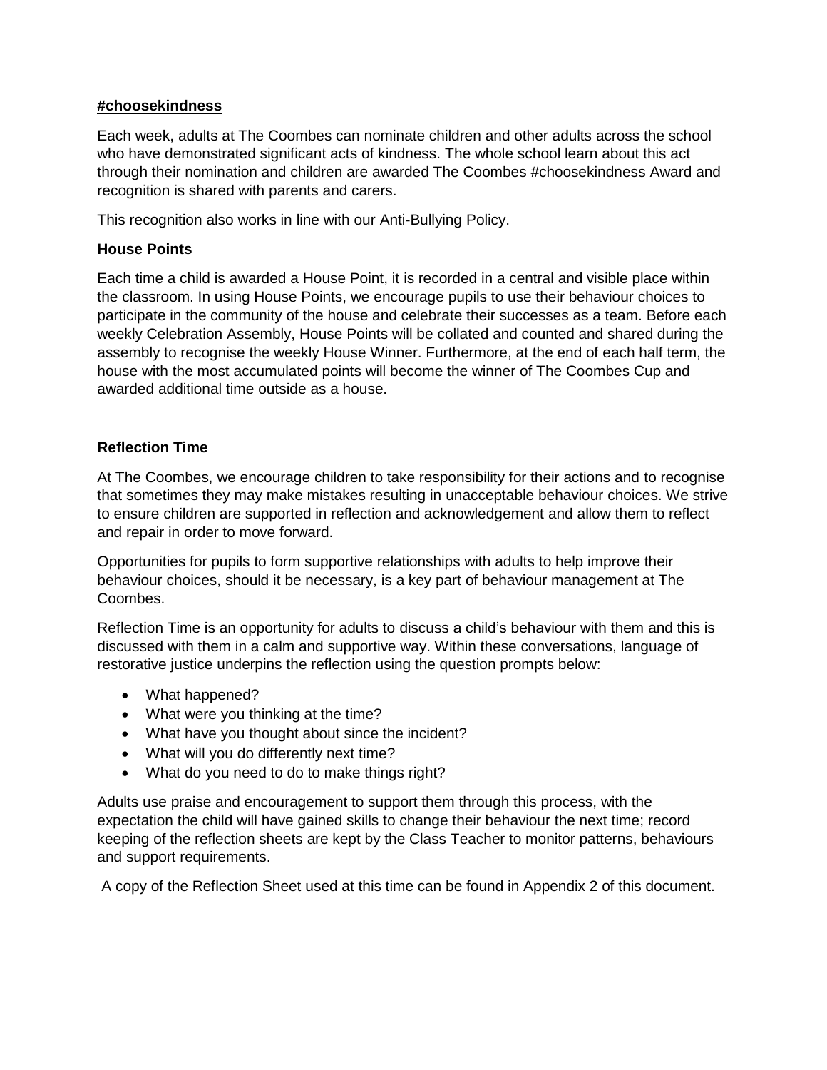**#choosekindness**

Each week, adults at The Coombes can nominate children and other adults across the school who have demonstrated significant acts of kindness. The whole school learn about this act through their nomination and children are awarded The Coombes #choosekindness Award and recognition is shared with parents and carers.

This recognition also works in line with our Anti-Bullying Policy.

**House Points**

Each time a child is awarded a House Point, it is recorded in a central and visible place within the classroom. In using House Points, we encourage pupils to use their behaviour choices to participate in the community of the house and celebrate their successes as a team. Before each weekly Celebration Assembly, House Points will be collated and counted and shared during the assembly to recognise the weekly House Winner. Furthermore, at the end of each half term, the house with the most accumulated points will become the winner of The Coombes Cup and awarded additional time outside as a house.

**Reflection Time**

At The Coombes, we encourage children to take responsibility for their actions and to recognise that sometimes they may make mistakes resulting in unacceptable behaviour choices. We strive to ensure children are supported in reflection and acknowledgement and allow them to reflect and repair in order to move forward.

Opportunities for pupils to form supportive relationships with adults to help improve their behaviour choices, should it be necessary, is a key part of behaviour management at The Coombes.

Reflection Time is an opportunity for adults to discuss a child's behaviour with them and this is discussed with them in a calm and supportive way. Within these conversations, language of restorative justice underpins the reflection using the question prompts below:

- What happened?
- What were you thinking at the time?
- What have you thought about since the incident?
- What will you do differently next time?
- What do you need to do to make things right?

Adults use praise and encouragement to support them through this process, with the expectation the child will have gained skills to change their behaviour the next time; record keeping of the reflection sheets are kept by the Class Teacher to monitor patterns, behaviours and support requirements.

A copy of the Reflection Sheet used at this time can be found in Appendix 2 of this document.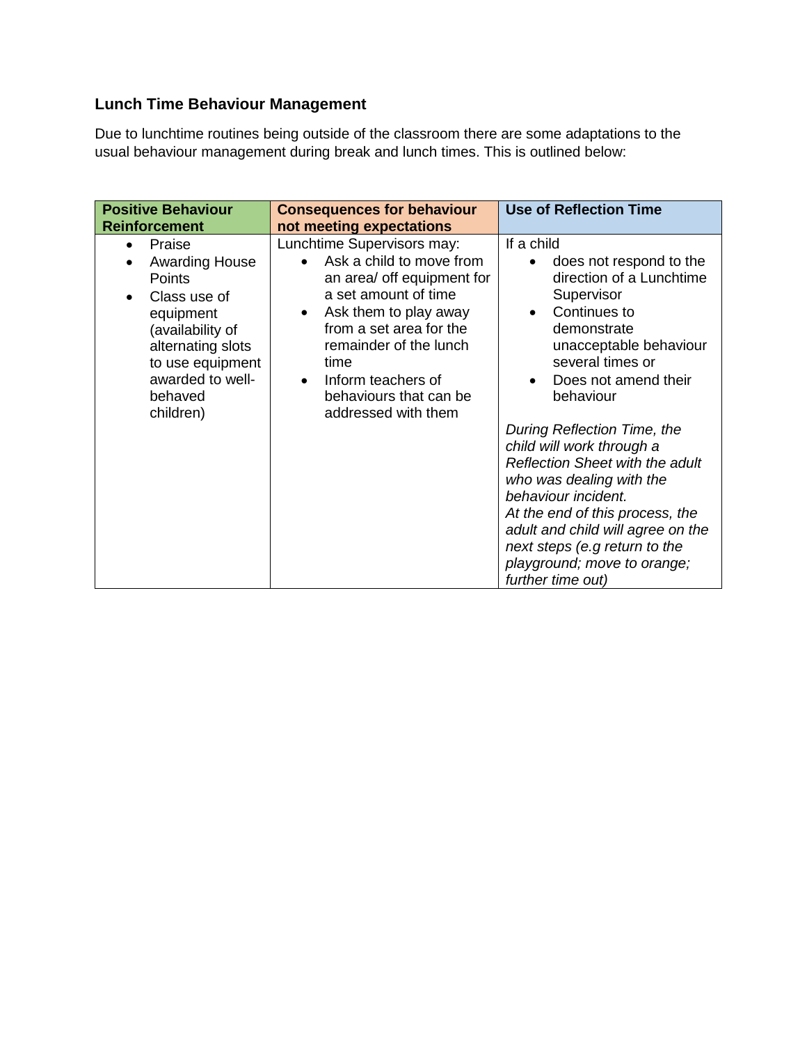### Lunch Time Behaviour Management

Due to lunchtime routines being outside of the classroom there are some adaptations to the usual behaviour management during break and lunch times. This is outlined below:

| Positive Behaviour Reinforcement | Consequences for behaviour not meeting expectations | Use of Reflection Time |
|---|---|---|
| • Praise<br>• Awarding House Points<br>• Class use of equipment (availability of alternating slots to use equipment awarded to well-behaved children) | Lunchtime Supervisors may:<br>• Ask a child to move from an area/ off equipment for a set amount of time<br>• Ask them to play away from a set area for the remainder of the lunch time<br>• Inform teachers of behaviours that can be addressed with them | If a child<br>• does not respond to the direction of a Lunchtime Supervisor<br>• Continues to demonstrate unacceptable behaviour several times or<br>• Does not amend their behaviour<br><br>*During Reflection Time, the child will work through a Reflection Sheet with the adult who was dealing with the behaviour incident.*<br>*At the end of this process, the adult and child will agree on the next steps (e.g return to the playground; move to orange; further time out)* |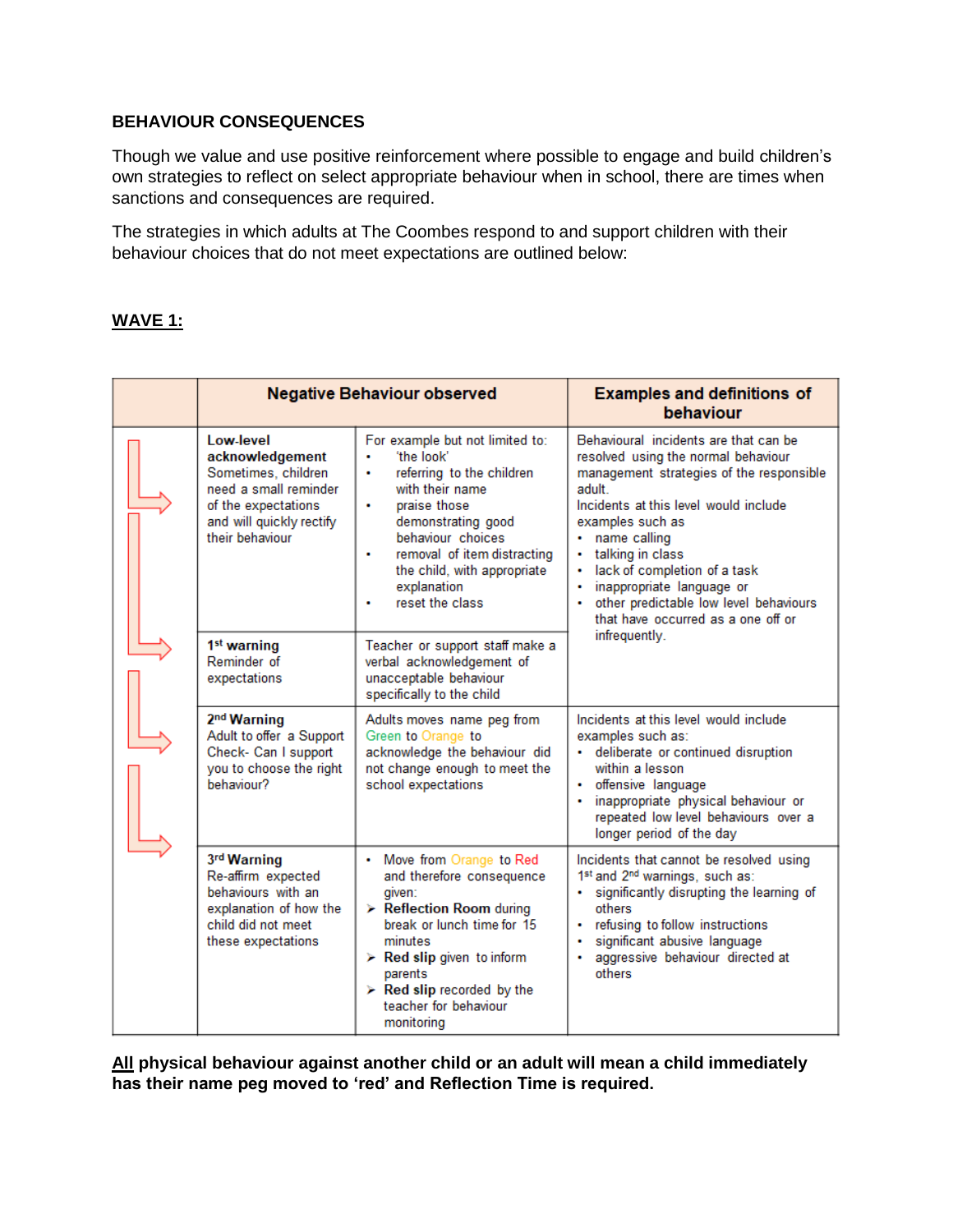**BEHAVIOUR CONSEQUENCES**

Though we value and use positive reinforcement where possible to engage and build children's own strategies to reflect on select appropriate behaviour when in school, there are times when sanctions and consequences are required.

The strategies in which adults at The Coombes respond to and support children with their behaviour choices that do not meet expectations are outlined below:

**WAVE 1:**

| | Negative Behaviour observed | | Examples and definitions of behaviour |
|---|---|---|---|
| | **Low-level acknowledgement** Sometimes, children need a small reminder of the expectations and will quickly rectify their behaviour | For example but not limited to: <br>• 'the look' <br>• referring to the children with their name <br>• praise those demonstrating good behaviour choices <br>• removal of item distracting the child, with appropriate explanation <br>• reset the class | Behavioural incidents are that can be resolved using the normal behaviour management strategies of the responsible adult. Incidents at this level would include examples such as <br>• name calling <br>• talking in class <br>• lack of completion of a task <br>• inappropriate language or <br>• other predictable low level behaviours that have occurred as a one off or infrequently. |
| | **1st warning** Reminder of expectations | Teacher or support staff make a verbal acknowledgement of unacceptable behaviour specifically to the child | |
| | **2nd Warning** Adult to offer a Support Check- Can I support you to choose the right behaviour? | Adults moves name peg from Green to Orange to acknowledge the behaviour did not change enough to meet the school expectations | Incidents at this level would include examples such as: <br>• deliberate or continued disruption within a lesson <br>• offensive language <br>• inappropriate physical behaviour or repeated low level behaviours over a longer period of the day |
| | **3rd Warning** Re-affirm expected behaviours with an explanation of how the child did not meet these expectations | • Move from Orange to Red and therefore consequence given: <br>➢ **Reflection Room** during break or lunch time for 15 minutes <br>➢ **Red slip** given to inform parents <br>➢ **Red slip** recorded by the teacher for behaviour monitoring | Incidents that cannot be resolved using 1st and 2nd warnings, such as: <br>• significantly disrupting the learning of others <br>• refusing to follow instructions <br>• significant abusive language <br>• aggressive behaviour directed at others |

**<u>All</u> physical behaviour against another child or an adult will mean a child immediately has their name peg moved to 'red' and Reflection Time is required.**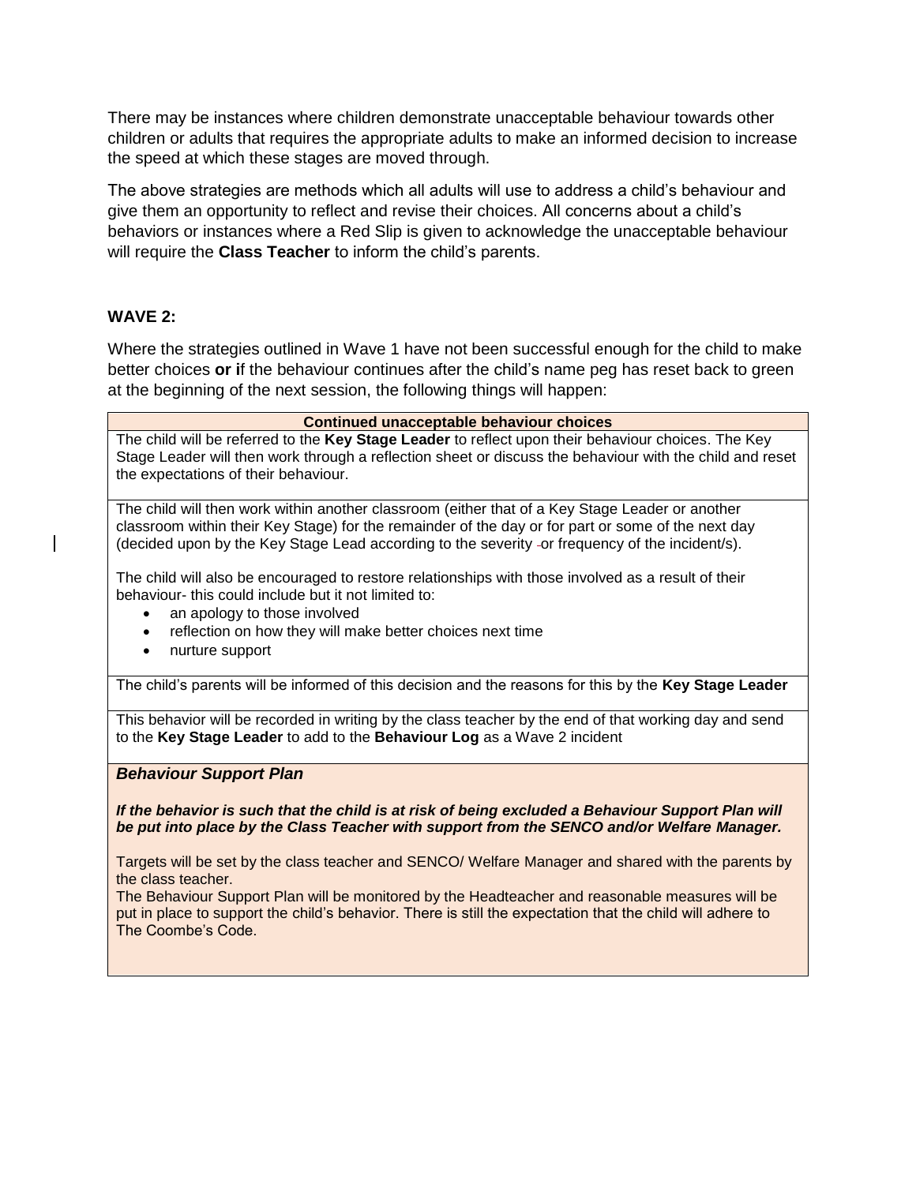There may be instances where children demonstrate unacceptable behaviour towards other children or adults that requires the appropriate adults to make an informed decision to increase the speed at which these stages are moved through.

The above strategies are methods which all adults will use to address a child's behaviour and give them an opportunity to reflect and revise their choices. All concerns about a child's behaviors or instances where a Red Slip is given to acknowledge the unacceptable behaviour will require the **Class Teacher** to inform the child's parents.

**WAVE 2:**

Where the strategies outlined in Wave 1 have not been successful enough for the child to make better choices **or i**f the behaviour continues after the child's name peg has reset back to green at the beginning of the next session, the following things will happen:

| **Continued unacceptable behaviour choices** |
|---|
| The child will be referred to the **Key Stage Leader** to reflect upon their behaviour choices. The Key Stage Leader will then work through a reflection sheet or discuss the behaviour with the child and reset the expectations of their behaviour. |
| The child will then work within another classroom (either that of a Key Stage Leader or another classroom within their Key Stage) for the remainder of the day or for part or some of the next day (decided upon by the Key Stage Lead according to the severity or frequency of the incident/s).<br><br>The child will also be encouraged to restore relationships with those involved as a result of their behaviour- this could include but it not limited to:<br>• an apology to those involved<br>• reflection on how they will make better choices next time<br>• nurture support |
| The child's parents will be informed of this decision and the reasons for this by the **Key Stage Leader** |
| This behavior will be recorded in writing by the class teacher by the end of that working day and send to the **Key Stage Leader** to add to the **Behaviour Log** as a Wave 2 incident |
| ***Behaviour Support Plan***<br><br>***If the behavior is such that the child is at risk of being excluded a Behaviour Support Plan will be put into place by the Class Teacher with support from the SENCO and/or Welfare Manager.***<br><br>Targets will be set by the class teacher and SENCO/ Welfare Manager and shared with the parents by the class teacher.<br>The Behaviour Support Plan will be monitored by the Headteacher and reasonable measures will be put in place to support the child's behavior. There is still the expectation that the child will adhere to The Coombe's Code. |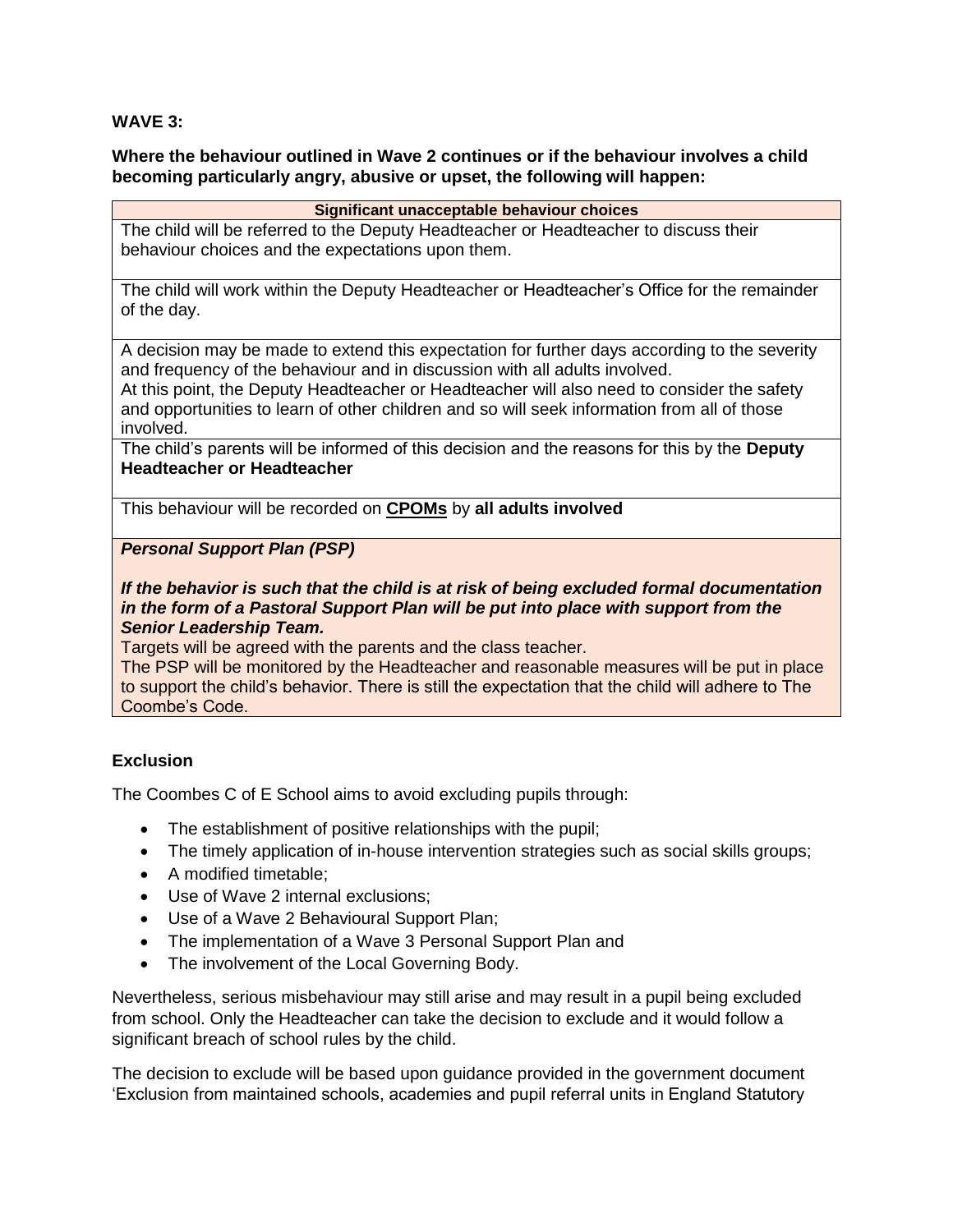**WAVE 3:**

**Where the behaviour outlined in Wave 2 continues or if the behaviour involves a child becoming particularly angry, abusive or upset, the following will happen:**

| **Significant unacceptable behaviour choices** |
| --- |
| The child will be referred to the Deputy Headteacher or Headteacher to discuss their behaviour choices and the expectations upon them. |
| The child will work within the Deputy Headteacher or Headteacher's Office for the remainder of the day. |
| A decision may be made to extend this expectation for further days according to the severity and frequency of the behaviour and in discussion with all adults involved.<br>At this point, the Deputy Headteacher or Headteacher will also need to consider the safety and opportunities to learn of other children and so will seek information from all of those involved. |
| The child's parents will be informed of this decision and the reasons for this by the **Deputy Headteacher or Headteacher** |
| This behaviour will be recorded on **CPOMs** by **all adults involved** |
| ***Personal Support Plan (PSP)***<br><br>***If the behavior is such that the child is at risk of being excluded formal documentation in the form of a Pastoral Support Plan will be put into place with support from the Senior Leadership Team.***<br>Targets will be agreed with the parents and the class teacher.<br>The PSP will be monitored by the Headteacher and reasonable measures will be put in place to support the child's behavior. There is still the expectation that the child will adhere to The Coombe's Code. |

**Exclusion**

The Coombes C of E School aims to avoid excluding pupils through:

- The establishment of positive relationships with the pupil;
- The timely application of in-house intervention strategies such as social skills groups;
- A modified timetable;
- Use of Wave 2 internal exclusions;
- Use of a Wave 2 Behavioural Support Plan;
- The implementation of a Wave 3 Personal Support Plan and
- The involvement of the Local Governing Body.

Nevertheless, serious misbehaviour may still arise and may result in a pupil being excluded from school. Only the Headteacher can take the decision to exclude and it would follow a significant breach of school rules by the child.

The decision to exclude will be based upon guidance provided in the government document 'Exclusion from maintained schools, academies and pupil referral units in England Statutory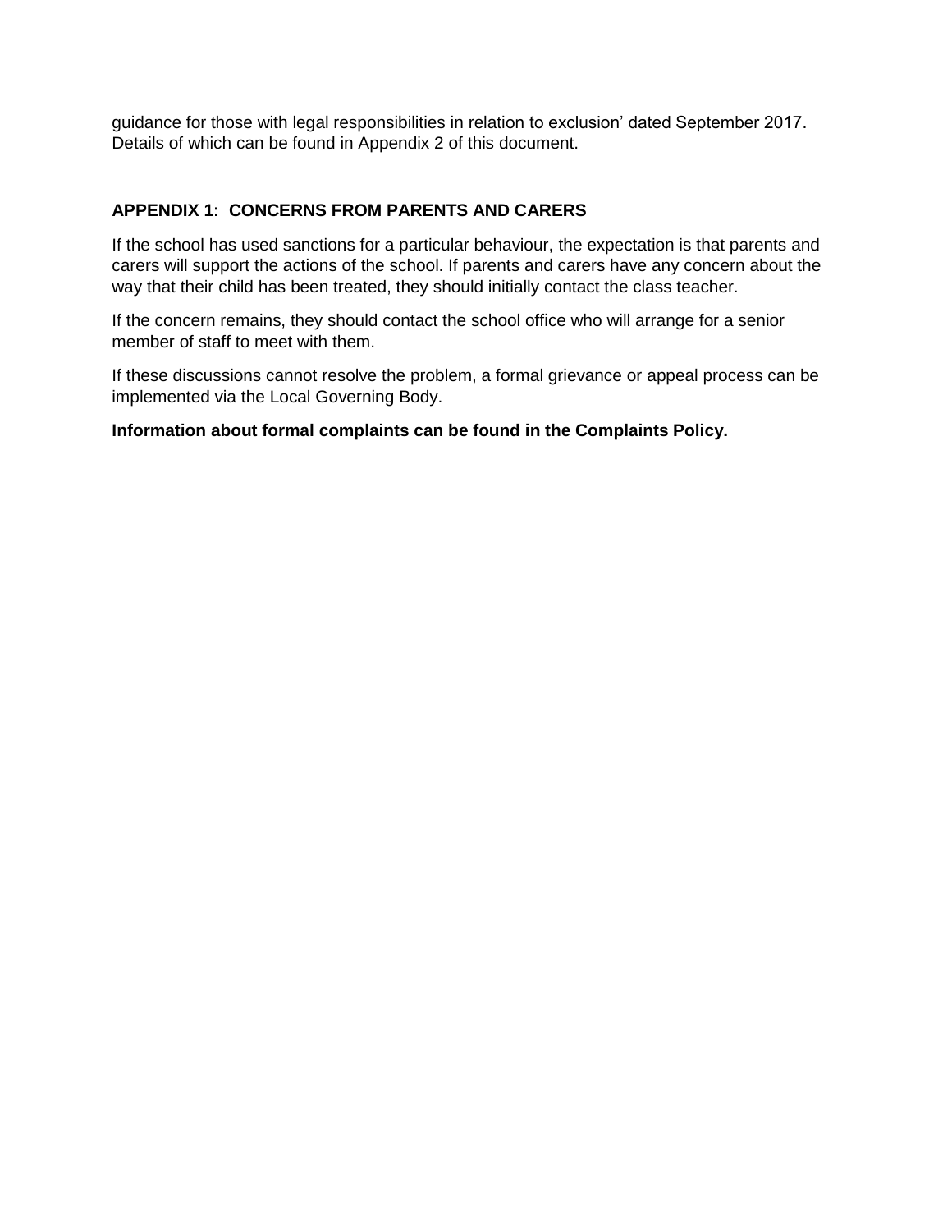guidance for those with legal responsibilities in relation to exclusion' dated September 2017. Details of which can be found in Appendix 2 of this document.

## APPENDIX 1: CONCERNS FROM PARENTS AND CARERS

If the school has used sanctions for a particular behaviour, the expectation is that parents and carers will support the actions of the school. If parents and carers have any concern about the way that their child has been treated, they should initially contact the class teacher.

If the concern remains, they should contact the school office who will arrange for a senior member of staff to meet with them.

If these discussions cannot resolve the problem, a formal grievance or appeal process can be implemented via the Local Governing Body.

**Information about formal complaints can be found in the Complaints Policy.**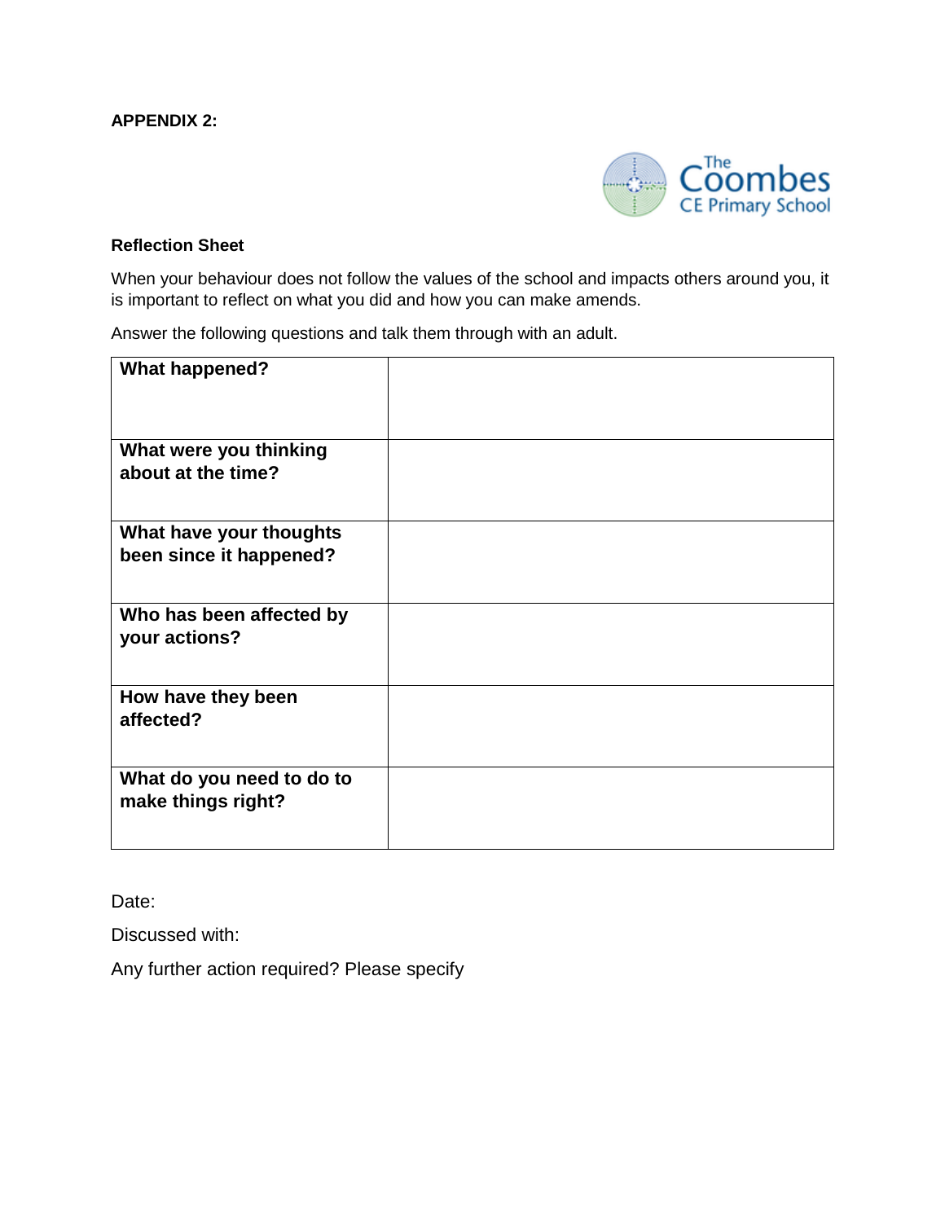**APPENDIX 2:**

The Coombes CE Primary School

**Reflection Sheet**

When your behaviour does not follow the values of the school and impacts others around you, it is important to reflect on what you did and how you can make amends.

Answer the following questions and talk them through with an adult.

| | |
|---|---|
| **What happened?** | |
| **What were you thinking about at the time?** | |
| **What have your thoughts been since it happened?** | |
| **Who has been affected by your actions?** | |
| **How have they been affected?** | |
| **What do you need to do to make things right?** | |

Date:

Discussed with:

Any further action required? Please specify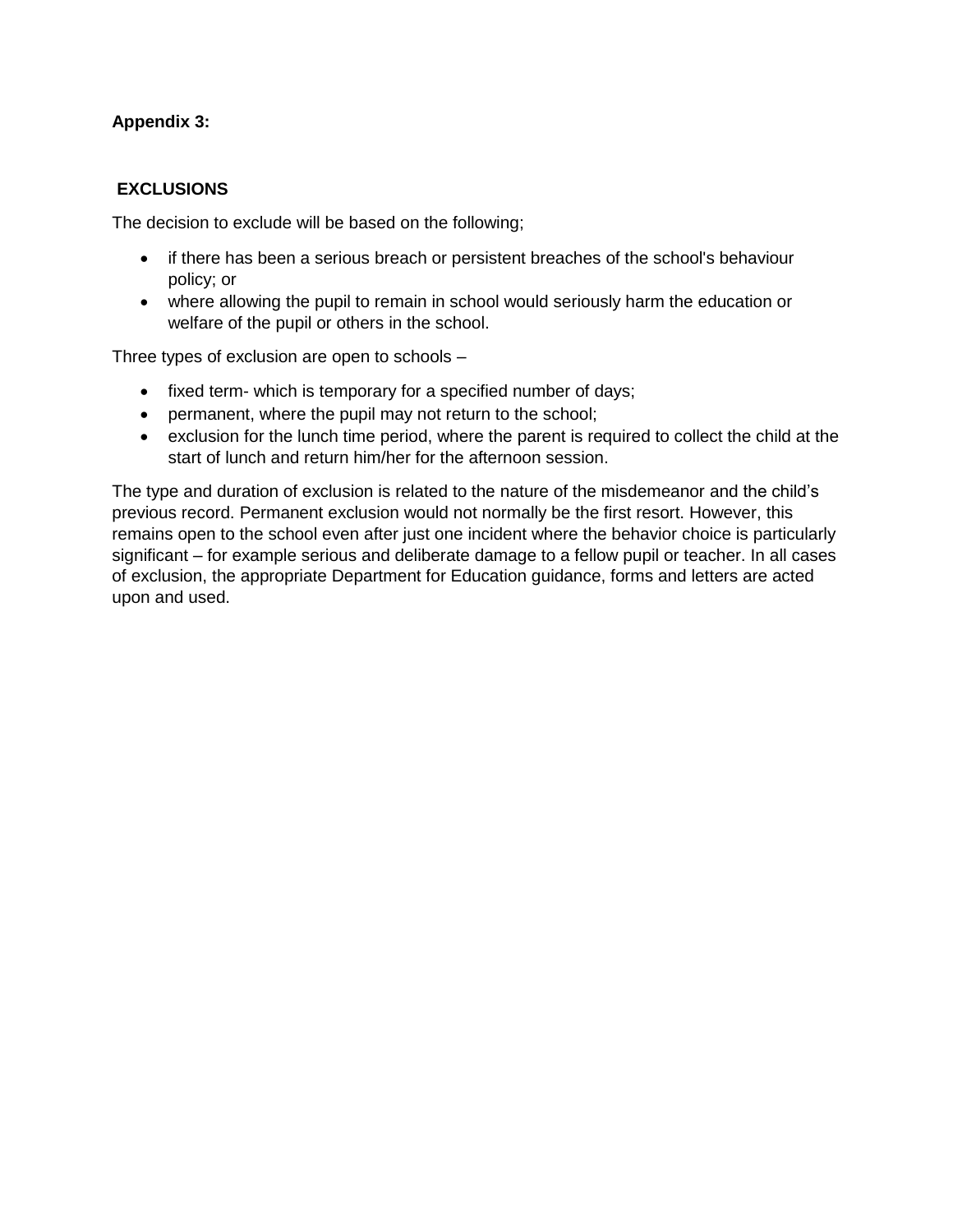**Appendix 3:**

## EXCLUSIONS

The decision to exclude will be based on the following;

- if there has been a serious breach or persistent breaches of the school's behaviour policy; or
- where allowing the pupil to remain in school would seriously harm the education or welfare of the pupil or others in the school.

Three types of exclusion are open to schools –

- fixed term- which is temporary for a specified number of days;
- permanent, where the pupil may not return to the school;
- exclusion for the lunch time period, where the parent is required to collect the child at the start of lunch and return him/her for the afternoon session.

The type and duration of exclusion is related to the nature of the misdemeanor and the child's previous record. Permanent exclusion would not normally be the first resort. However, this remains open to the school even after just one incident where the behavior choice is particularly significant – for example serious and deliberate damage to a fellow pupil or teacher. In all cases of exclusion, the appropriate Department for Education guidance, forms and letters are acted upon and used.